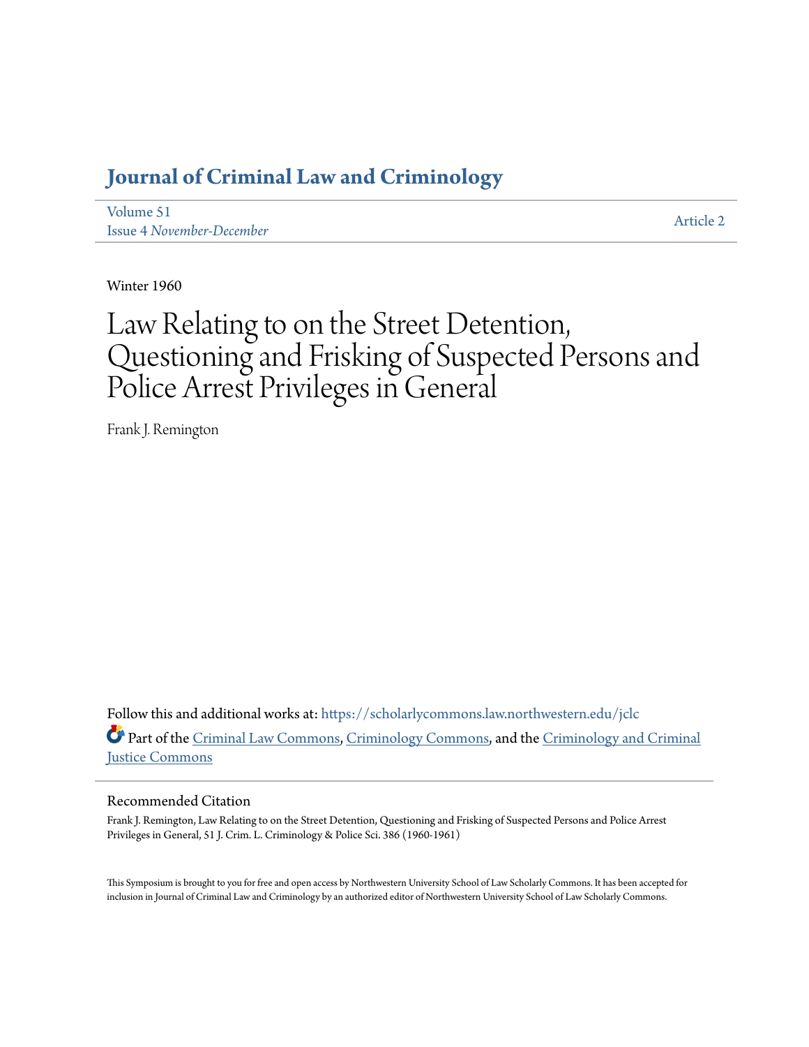# Journal of Criminal Law and Criminology

Volume 51
Issue 4 *November-December*

Article 2

Winter 1960

# Law Relating to on the Street Detention, Questioning and Frisking of Suspected Persons and Police Arrest Privileges in General

Frank J. Remington

Follow this and additional works at: https://scholarlycommons.law.northwestern.edu/jclc

Part of the Criminal Law Commons, Criminology Commons, and the Criminology and Criminal Justice Commons

## Recommended Citation

Frank J. Remington, Law Relating to on the Street Detention, Questioning and Frisking of Suspected Persons and Police Arrest Privileges in General, 51 J. Crim. L. Criminology & Police Sci. 386 (1960-1961)

This Symposium is brought to you for free and open access by Northwestern University School of Law Scholarly Commons. It has been accepted for inclusion in Journal of Criminal Law and Criminology by an authorized editor of Northwestern University School of Law Scholarly Commons.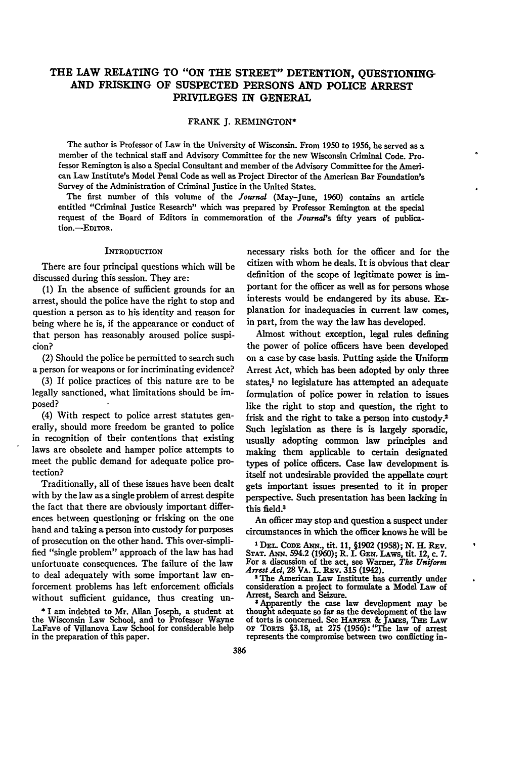# THE LAW RELATING TO "ON THE STREET" DETENTION, QUESTIONING AND FRISKING OF SUSPECTED PERSONS AND POLICE ARREST PRIVILEGES IN GENERAL

FRANK J. REMINGTON*

The author is Professor of Law in the University of Wisconsin. From 1950 to 1956, he served as a member of the technical staff and Advisory Committee for the new Wisconsin Criminal Code. Professor Remington is also a Special Consultant and member of the Advisory Committee for the American Law Institute's Model Penal Code as well as Project Director of the American Bar Foundation's Survey of the Administration of Criminal Justice in the United States.

The first number of this volume of the *Journal* (May–June, 1960) contains an article entitled "Criminal Justice Research" which was prepared by Professor Remington at the special request of the Board of Editors in commemoration of the *Journal's* fifty years of publication.—EDITOR.

## INTRODUCTION

There are four principal questions which will be discussed during this session. They are:

(1) In the absence of sufficient grounds for an arrest, should the police have the right to stop and question a person as to his identity and reason for being where he is, if the appearance or conduct of that person has reasonably aroused police suspicion?

(2) Should the police be permitted to search such a person for weapons or for incriminating evidence?

(3) If police practices of this nature are to be legally sanctioned, what limitations should be imposed?

(4) With respect to police arrest statutes generally, should more freedom be granted to police in recognition of their contentions that existing laws are obsolete and hamper police attempts to meet the public demand for adequate police protection?

Traditionally, all of these issues have been dealt with by the law as a single problem of arrest despite the fact that there are obviously important differences between questioning or frisking on the one hand and taking a person into custody for purposes of prosecution on the other hand. This over-simplified "single problem" approach of the law has had unfortunate consequences. The failure of the law to deal adequately with some important law enforcement problems has left enforcement officials without sufficient guidance, thus creating unnecessary risks both for the officer and for the citizen with whom he deals. It is obvious that clear definition of the scope of legitimate power is important for the officer as well as for persons whose interests would be endangered by its abuse. Explanation for inadequacies in current law comes, in part, from the way the law has developed.

Almost without exception, legal rules defining the power of police officers have been developed on a case by case basis. Putting aside the Uniform Arrest Act, which has been adopted by only three states,[1] no legislature has attempted an adequate formulation of police power in relation to issues like the right to stop and question, the right to frisk and the right to take a person into custody.[2] Such legislation as there is is largely sporadic, usually adopting common law principles and making them applicable to certain designated types of police officers. Case law development is itself not undesirable provided the appellate court gets important issues presented to it in proper perspective. Such presentation has been lacking in this field.[3]

An officer may stop and question a suspect under circumstances in which the officer knows he will be

---

* I am indebted to Mr. Allan Joseph, a student at the Wisconsin Law School, and to Professor Wayne LaFave of Villanova Law School for considerable help in the preparation of this paper.

[1] DEL. CODE ANN., tit. 11, §1902 (1958); N. H. REV. STAT. ANN. 594.2 (1960); R. I. GEN. LAWS, tit. 12, c. 7. For a discussion of the act, see Warner, *The Uniform Arrest Act*, 28 VA. L. REV. 315 (1942).

[2] The American Law Institute has currently under consideration a project to formulate a Model Law of Arrest, Search and Seizure.

[3] Apparently the case law development may be thought adequate so far as the development of the law of torts is concerned. See HARPER & JAMES, THE LAW OF TORTS §3.18, at 275 (1956): "The law of arrest represents the compromise between two conflicting in-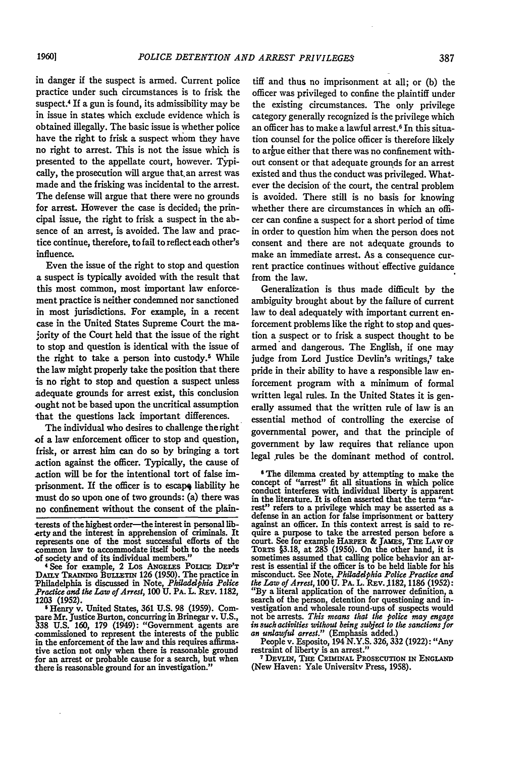in danger if the suspect is armed. Current police practice under such circumstances is to frisk the suspect.[4] If a gun is found, its admissibility may be in issue in states which exclude evidence which is obtained illegally. The basic issue is whether police have the right to frisk a suspect whom they have no right to arrest. This is not the issue which is presented to the appellate court, however. Typically, the prosecution will argue that an arrest was made and the frisking was incidental to the arrest. The defense will argue that there were no grounds for arrest. However the case is decided, the principal issue, the right to frisk a suspect in the absence of an arrest, is avoided. The law and practice continue, therefore, to fail to reflect each other's influence.

Even the issue of the right to stop and question a suspect is typically avoided with the result that this most common, most important law enforcement practice is neither condemned nor sanctioned in most jurisdictions. For example, in a recent case in the United States Supreme Court the majority of the Court held that the issue of the right to stop and question is identical with the issue of the right to take a person into custody.[5] While the law might properly take the position that there is no right to stop and question a suspect unless adequate grounds for arrest exist, this conclusion ought not be based upon the uncritical assumption that the questions lack important differences.

The individual who desires to challenge the right of a law enforcement officer to stop and question, frisk, or arrest him can do so by bringing a tort action against the officer. Typically, the cause of action will be for the intentional tort of false imprisonment. If the officer is to escape liability he must do so upon one of two grounds: (a) there was no confinement without the consent of the plaintiff and thus no imprisonment at all; or (b) the officer was privileged to confine the plaintiff under the existing circumstances. The only privilege category generally recognized is the privilege which an officer has to make a lawful arrest.[6] In this situation counsel for the police officer is therefore likely to argue either that there was no confinement without consent or that adequate grounds for an arrest existed and thus the conduct was privileged. Whatever the decision of the court, the central problem is avoided. There still is no basis for knowing whether there are circumstances in which an officer can confine a suspect for a short period of time in order to question him when the person does not consent and there are not adequate grounds to make an immediate arrest. As a consequence current practice continues without effective guidance from the law.

Generalization is thus made difficult by the ambiguity brought about by the failure of current law to deal adequately with important current enforcement problems like the right to stop and question a suspect or to frisk a suspect thought to be armed and dangerous. The English, if one may judge from Lord Justice Devlin's writings,[7] take pride in their ability to have a responsible law enforcement program with a minimum of formal written legal rules. In the United States it is generally assumed that the written rule of law is an essential method of controlling the exercise of governmental power, and that the principle of government by law requires that reliance upon legal rules be the dominant method of control.

---

terests of the highest order—the interest in personal liberty and the interest in apprehension of criminals. It represents one of the most successful efforts of the common law to accommodate itself both to the needs of society and of its individual members."

[4] See for example, 2 LOS ANGELES POLICE DEP'T DAILY TRAINING BULLETIN 126 (1950). The practice in Philadelphia is discussed in Note, *Philadelphia Police Practice and the Law of Arrest*, 100 U. PA. L. REV. 1182, 1203 (1952).

[5] Henry v. United States, 361 U.S. 98 (1959). Compare Mr. Justice Burton, concurring in Brinegar v. U.S., 338 U.S. 160, 179 (1949): "Government agents are commissioned to represent the interests of the public in the enforcement of the law and this requires affirmative action not only when there is reasonable ground for an arrest or probable cause for a search, but when there is reasonable ground for an investigation."

[6] The dilemma created by attempting to make the concept of "arrest" fit all situations in which police conduct interferes with individual liberty is apparent in the literature. It is often asserted that the term "arrest" refers to a privilege which may be asserted as a defense in an action for false imprisonment or battery against an officer. In this context arrest is said to require a purpose to take the arrested person before a court. See for example HARPER & JAMES, THE LAW OF TORTS §3.18, at 285 (1956). On the other hand, it is sometimes assumed that calling police behavior an arrest is essential if the officer is to be held liable for his misconduct. See Note, *Philadelphia Police Practice and the Law of Arrest*, 100 U. PA. L. REV. 1182, 1186 (1952): "By a literal application of the narrower definition, a search of the person, detention for questioning and investigation and wholesale round-ups of suspects would not be arrests. *This means that the police may engage in such activities without being subject to the sanctions for an unlawful arrest.*" (Emphasis added.)

People v. Esposito, 194 N.Y.S. 326, 332 (1922): "Any restraint of liberty is an arrest."

[7] DEVLIN, THE CRIMINAL PROSECUTION IN ENGLAND (New Haven: Yale University Press, 1958).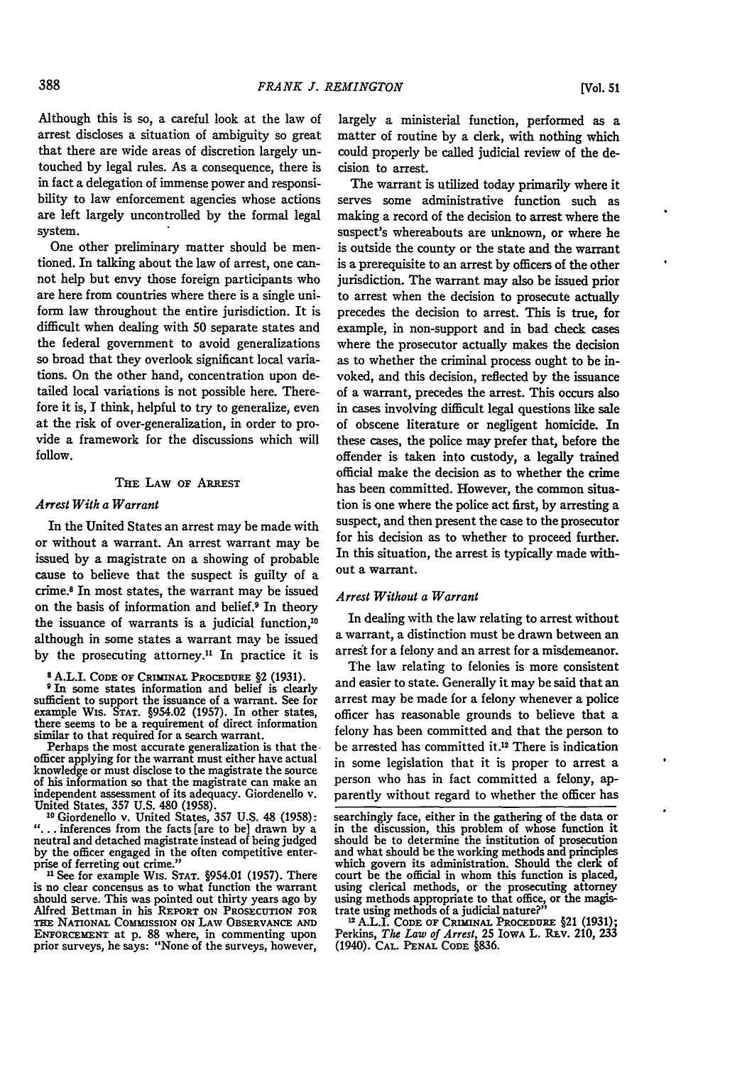Although this is so, a careful look at the law of arrest discloses a situation of ambiguity so great that there are wide areas of discretion largely untouched by legal rules. As a consequence, there is in fact a delegation of immense power and responsibility to law enforcement agencies whose actions are left largely uncontrolled by the formal legal system.

One other preliminary matter should be mentioned. In talking about the law of arrest, one cannot help but envy those foreign participants who are here from countries where there is a single uniform law throughout the entire jurisdiction. It is difficult when dealing with 50 separate states and the federal government to avoid generalizations so broad that they overlook significant local variations. On the other hand, concentration upon detailed local variations is not possible here. Therefore it is, I think, helpful to try to generalize, even at the risk of over-generalization, in order to provide a framework for the discussions which will follow.

## THE LAW OF ARREST

### *Arrest With a Warrant*

In the United States an arrest may be made with or without a warrant. An arrest warrant may be issued by a magistrate on a showing of probable cause to believe that the suspect is guilty of a crime.[8] In most states, the warrant may be issued on the basis of information and belief.[9] In theory the issuance of warrants is a judicial function,[10] although in some states a warrant may be issued by the prosecuting attorney.[11] In practice it is largely a ministerial function, performed as a matter of routine by a clerk, with nothing which could properly be called judicial review of the decision to arrest.

The warrant is utilized today primarily where it serves some administrative function such as making a record of the decision to arrest where the suspect's whereabouts are unknown, or where he is outside the county or the state and the warrant is a prerequisite to an arrest by officers of the other jurisdiction. The warrant may also be issued prior to arrest when the decision to prosecute actually precedes the decision to arrest. This is true, for example, in non-support and in bad check cases where the prosecutor actually makes the decision as to whether the criminal process ought to be invoked, and this decision, reflected by the issuance of a warrant, precedes the arrest. This occurs also in cases involving difficult legal questions like sale of obscene literature or negligent homicide. In these cases, the police may prefer that, before the offender is taken into custody, a legally trained official make the decision as to whether the crime has been committed. However, the common situation is one where the police act first, by arresting a suspect, and then present the case to the prosecutor for his decision as to whether to proceed further. In this situation, the arrest is typically made without a warrant.

### *Arrest Without a Warrant*

In dealing with the law relating to arrest without a warrant, a distinction must be drawn between an arrest for a felony and an arrest for a misdemeanor.

The law relating to felonies is more consistent and easier to state. Generally it may be said that an arrest may be made for a felony whenever a police officer has reasonable grounds to believe that a felony has been committed and that the person to be arrested has committed it.[12] There is indication in some legislation that it is proper to arrest a person who has in fact committed a felony, apparently without regard to whether the officer has

---

[8] A.L.I. CODE OF CRIMINAL PROCEDURE §2 (1931).

[9] In some states information and belief is clearly sufficient to support the issuance of a warrant. See for example WIS. STAT. §954.02 (1957). In other states, there seems to be a requirement of direct information similar to that required for a search warrant.

Perhaps the most accurate generalization is that the officer applying for the warrant must either have actual knowledge or must disclose to the magistrate the source of his information so that the magistrate can make an independent assessment of its adequacy. Giordenello v. United States, 357 U.S. 480 (1958).

[10] Giordenello v. United States, 357 U.S. 48 (1958): "... inferences from the facts [are to be] drawn by a neutral and detached magistrate instead of being judged by the officer engaged in the often competitive enterprise of ferreting out crime."

[11] See for example WIS. STAT. §954.01 (1957). There is no clear concensus as to what function the warrant should serve. This was pointed out thirty years ago by Alfred Bettman in his REPORT ON PROSECUTION FOR THE NATIONAL COMMISSION ON LAW OBSERVANCE AND ENFORCEMENT at p. 88 where, in commenting upon prior surveys, he says: "None of the surveys, however, searchingly face, either in the gathering of the data or in the discussion, this problem of whose function it should be to determine the institution of prosecution and what should be the working methods and principles which govern its administration. Should the clerk of court be the official in whom this function is placed, using clerical methods, or the prosecuting attorney using methods appropriate to that office, or the magistrate using methods of a judicial nature?"

[12] A.L.I. CODE OF CRIMINAL PROCEDURE §21 (1931); Perkins, *The Law of Arrest*, 25 IOWA L. REV. 210, 233 (1940). CAL. PENAL CODE §836.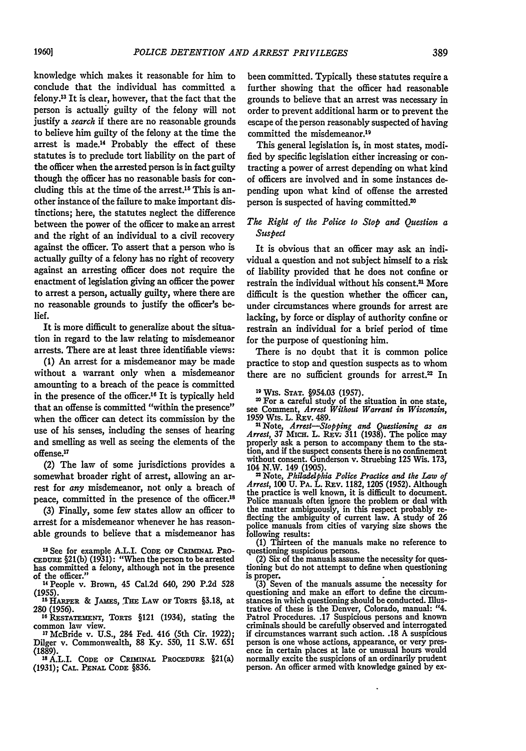knowledge which makes it reasonable for him to conclude that the individual has committed a felony.[13] It is clear, however, that the fact that the person is actually guilty of the felony will not justify a *search* if there are no reasonable grounds to believe him guilty of the felony at the time the arrest is made.[14] Probably the effect of these statutes is to preclude tort liability on the part of the officer when the arrested person is in fact guilty though the officer has no reasonable basis for concluding this at the time of the arrest.[15] This is another instance of the failure to make important distinctions; here, the statutes neglect the difference between the power of the officer to make an arrest and the right of an individual to a civil recovery against the officer. To assert that a person who is actually guilty of a felony has no right of recovery against an arresting officer does not require the enactment of legislation giving an officer the power to arrest a person, actually guilty, where there are no reasonable grounds to justify the officer's belief.

It is more difficult to generalize about the situation in regard to the law relating to misdemeanor arrests. There are at least three identifiable views:

(1) An arrest for a misdemeanor may be made without a warrant only when a misdemeanor amounting to a breach of the peace is committed in the presence of the officer.[16] It is typically held that an offense is committed "within the presence" when the officer can detect its commission by the use of his senses, including the senses of hearing and smelling as well as seeing the elements of the offense.[17]

(2) The law of some jurisdictions provides a somewhat broader right of arrest, allowing an arrest for *any* misdemeanor, not only a breach of peace, committed in the presence of the officer.[18]

(3) Finally, some few states allow an officer to arrest for a misdemeanor whenever he has reasonable grounds to believe that a misdemeanor has been committed. Typically these statutes require a further showing that the officer had reasonable grounds to believe that an arrest was necessary in order to prevent additional harm or to prevent the escape of the person reasonably suspected of having committed the misdemeanor.[19]

This general legislation is, in most states, modified by specific legislation either increasing or contracting a power of arrest depending on what kind of officers are involved and in some instances depending upon what kind of offense the arrested person is suspected of having committed.[20]

### *The Right of the Police to Stop and Question a Suspect*

It is obvious that an officer may ask an individual a question and not subject himself to a risk of liability provided that he does not confine or restrain the individual without his consent.[21] More difficult is the question whether the officer can, under circumstances where grounds for arrest are lacking, by force or display of authority confine or restrain an individual for a brief period of time for the purpose of questioning him.

There is no doubt that it is common police practice to stop and question suspects as to whom there are no sufficient grounds for arrest.[22] In

---

[13] See for example A.L.I. CODE OF CRIMINAL PROCEDURE §21(b) (1931): "When the person to be arrested has committed a felony, although not in the presence of the officer."

[14] People v. Brown, 45 Cal.2d 640, 290 P.2d 528 (1955).

[15] HARPER & JAMES, THE LAW OF TORTS §3.18, at 280 (1956).

[16] RESTATEMENT, TORTS §121 (1934), stating the common law view.

[17] McBride v. U.S., 284 Fed. 416 (5th Cir. 1922); Dilger v. Commonwealth, 88 Ky. 550, 11 S.W. 651 (1889).

[18] A.L.I. CODE OF CRIMINAL PROCEDURE §21(a) (1931); CAL. PENAL CODE §836.

[19] WIS. STAT. §954.03 (1957).

[20] For a careful study of the situation in one state, see Comment, *Arrest Without Warrant in Wisconsin*, 1959 WIS. L. REV. 489.

[21] Note, *Arrest—Stopping and Questioning as an Arrest*, 37 MICH. L. REV. 311 (1938). The police may properly ask a person to accompany them to the station, and if the suspect consents there is no confinement without consent. Gunderson v. Struebing 125 Wis. 173, 104 N.W. 149 (1905).

[22] Note, *Philadelphia Police Practice and the Law of Arrest*, 100 U. PA. L. REV. 1182, 1205 (1952). Although the practice is well known, it is difficult to document. Police manuals often ignore the problem or deal with the matter ambiguously, in this respect probably reflecting the ambiguity of current law. A study of 26 police manuals from cities of varying size shows the following results:

(1) Thirteen of the manuals make no reference to questioning suspicious persons.

(2) Six of the manuals assume the necessity for questioning but do not attempt to define when questioning is proper.

(3) Seven of the manuals assume the necessity for questioning and make an effort to define the circumstances in which questioning should be conducted. Illustrative of these is the Denver, Colorado, manual: "4. Patrol Procedures. .17 Suspicious persons and known criminals should be carefully observed and interrogated if circumstances warrant such action. .18 A suspicious person is one whose actions, appearance, or very presence in certain places at late or unusual hours would normally excite the suspicions of an ordinarily prudent person. An officer armed with knowledge gained by ex-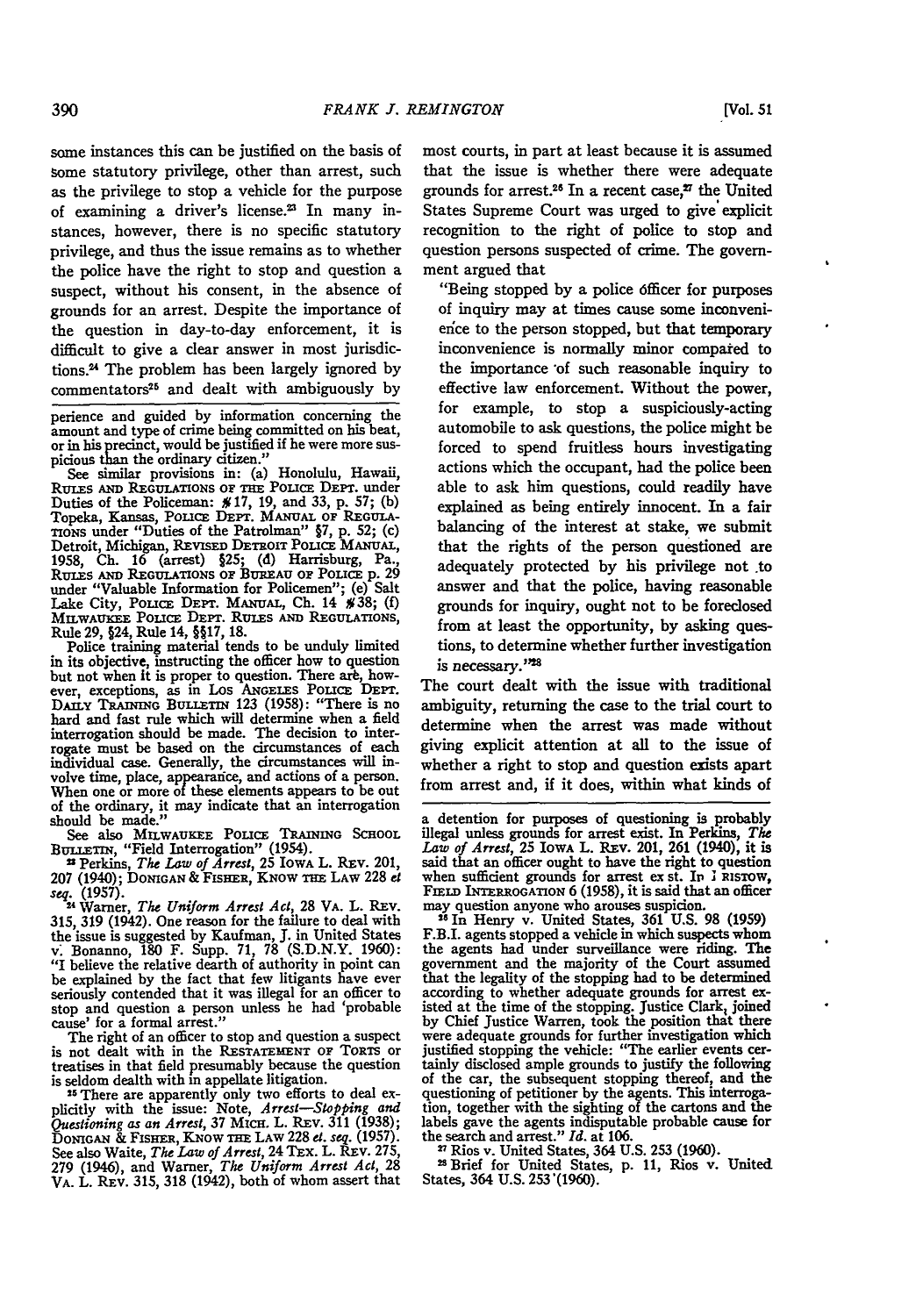some instances this can be justified on the basis of some statutory privilege, other than arrest, such as the privilege to stop a vehicle for the purpose of examining a driver's license.[23] In many instances, however, there is no specific statutory privilege, and thus the issue remains as to whether the police have the right to stop and question a suspect, without his consent, in the absence of grounds for an arrest. Despite the importance of the question in day-to-day enforcement, it is difficult to give a clear answer in most jurisdictions.[24] The problem has been largely ignored by commentators[25] and dealt with ambiguously by most courts, in part at least because it is assumed that the issue is whether there were adequate grounds for arrest.[26] In a recent case,[27] the United States Supreme Court was urged to give explicit recognition to the right of police to stop and question persons suspected of crime. The government argued that

> "Being stopped by a police officer for purposes of inquiry may at times cause some inconvenience to the person stopped, but that temporary inconvenience is normally minor compared to the importance of such reasonable inquiry to effective law enforcement. Without the power, for example, to stop a suspiciously-acting automobile to ask questions, the police might be forced to spend fruitless hours investigating actions which the occupant, had the police been able to ask him questions, could readily have explained as being entirely innocent. In a fair balancing of the interest at stake, we submit that the rights of the person questioned are adequately protected by his privilege not to answer and that the police, having reasonable grounds for inquiry, ought not to be foreclosed from at least the opportunity, by asking questions, to determine whether further investigation is necessary."[28]

The court dealt with the issue with traditional ambiguity, returning the case to the trial court to determine when the arrest was made without giving explicit attention at all to the issue of whether a right to stop and question exists apart from arrest and, if it does, within what kinds of

---

perience and guided by information concerning the amount and type of crime being committed on his beat, or in his precinct, would be justified if he were more suspicious than the ordinary citizen."

See similar provisions in: (a) Honolulu, Hawaii, RULES AND REGULATIONS OF THE POLICE DEPT. under Duties of the Policeman: #17, 19, and 33, p. 57; (b) Topeka, Kansas, POLICE DEPT. MANUAL OF REGULATIONS under "Duties of the Patrolman" §7, p. 52; (c) Detroit, Michigan, REVISED DETROIT POLICE MANUAL, 1958, Ch. 16 (arrest) §25; (d) Harrisburg, Pa., RULES AND REGULATIONS OF BUREAU OF POLICE p. 29 under "Valuable Information for Policemen"; (e) Salt Lake City, POLICE DEPT. MANUAL, Ch. 14 #38; (f) MILWAUKEE POLICE DEPT. RULES AND REGULATIONS, Rule 29, §24, Rule 14, §§17, 18.

Police training material tends to be unduly limited in its objective, instructing the officer how to question but not when it is proper to question. There are, however, exceptions, as in LOS ANGELES POLICE DEPT. DAILY TRAINING BULLETIN 123 (1958): "There is no hard and fast rule which will determine when a field interrogation should be made. The decision to interrogate must be based on the circumstances of each individual case. Generally, the circumstances will involve time, place, appearance, and actions of a person. When one or more of these elements appears to be out of the ordinary, it may indicate that an interrogation should be made."

See also MILWAUKEE POLICE TRAINING SCHOOL BULLETIN, "Field Interrogation" (1954).

[23] Perkins, *The Law of Arrest*, 25 IOWA L. REV. 201, 207 (1940); DONIGAN & FISHER, KNOW THE LAW 228 *et seq.* (1957).

[24] Warner, *The Uniform Arrest Act*, 28 VA. L. REV. 315, 319 (1942). One reason for the failure to deal with the issue is suggested by Kaufman, J. in United States v. Bonanno, 180 F. Supp. 71, 78 (S.D.N.Y. 1960): "I believe the relative dearth of authority in point can be explained by the fact that few litigants have ever seriously contended that it was illegal for an officer to stop and question a person unless he had 'probable cause' for a formal arrest."

The right of an officer to stop and question a suspect is not dealt with in the RESTATEMENT OF TORTS or treatises in that field presumably because the question is seldom dealth with in appellate litigation.

[25] There are apparently only two efforts to deal explicitly with the issue: Note, *Arrest—Stopping and Questioning as an Arrest*, 37 MICH. L. REV. 311 (1938); DONIGAN & FISHER, KNOW THE LAW 228 *et. seq.* (1957). See also Waite, *The Law of Arrest*, 24 TEX. L. REV. 275, 279 (1946), and Warner, *The Uniform Arrest Act*, 28 VA. L. REV. 315, 318 (1942), both of whom assert that a detention for purposes of questioning is probably illegal unless grounds for arrest exist. In Perkins, *The Law of Arrest*, 25 IOWA L. REV. 201, 261 (1940), it is said that an officer ought to have the right to question when sufficient grounds for arrest exist. In BRISTOW, FIELD INTERROGATION 6 (1958), it is said that an officer may question anyone who arouses suspicion.

[26] In Henry v. United States, 361 U.S. 98 (1959) F.B.I. agents stopped a vehicle in which suspects whom the agents had under surveillance were riding. The government and the majority of the Court assumed that the legality of the stopping had to be determined according to whether adequate grounds for arrest existed at the time of the stopping. Justice Clark, joined by Chief Justice Warren, took the position that there were adequate grounds for further investigation which justified stopping the vehicle: "The earlier events certainly disclosed ample grounds to justify the following of the car, the subsequent stopping thereof, and the questioning of petitioner by the agents. This interrogation, together with the sighting of the cartons and the labels gave the agents indisputable probable cause for the search and arrest." *Id.* at 106.

[27] Rios v. United States, 364 U.S. 253 (1960).

[28] Brief for United States, p. 11, Rios v. United States, 364 U.S. 253 (1960).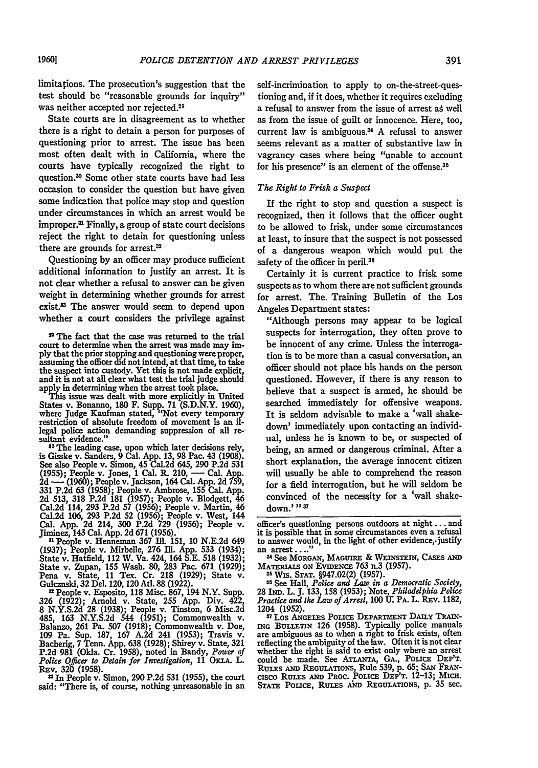limitations. The prosecution's suggestion that the test should be "reasonable grounds for inquiry" was neither accepted nor rejected.[29]

State courts are in disagreement as to whether there is a right to detain a person for purposes of questioning prior to arrest. The issue has been most often dealt with in California, where the courts have typically recognized the right to question.[30] Some other state courts have had less occasion to consider the question but have given some indication that police may stop and question under circumstances in which an arrest would be improper.[31] Finally, a group of state court decisions reject the right to detain for questioning unless there are grounds for arrest.[32]

Questioning by an officer may produce sufficient additional information to justify an arrest. It is not clear whether a refusal to answer can be given weight in determining whether grounds for arrest exist.[33] The answer would seem to depend upon whether a court considers the privilege against self-incrimination to apply to on-the-street-questioning and, if it does, whether it requires excluding a refusal to answer from the issue of arrest as well as from the issue of guilt or innocence. Here, too, current law is ambiguous.[34] A refusal to answer seems relevant as a matter of substantive law in vagrancy cases where being "unable to account for his presence" is an element of the offense.[35]

### *The Right to Frisk a Suspect*

If the right to stop and question a suspect is recognized, then it follows that the officer ought to be allowed to frisk, under some circumstances at least, to insure that the suspect is not possessed of a dangerous weapon which would put the safety of the officer in peril.[36]

Certainly it is current practice to frisk some suspects as to whom there are not sufficient grounds for arrest. The Training Bulletin of the Los Angeles Department states:

"Although persons may appear to be logical suspects for interrogation, they often prove to be innocent of any crime. Unless the interrogation is to be more than a casual conversation, an officer should not place his hands on the person questioned. However, if there is any reason to believe that a suspect is armed, he should be searched immediately for offensive weapons. It is seldom advisable to make a 'wall shakedown' immediately upon contacting an individual, unless he is known to be, or suspected of being, an armed or dangerous criminal. After a short explanation, the average innocent citizen will usually be able to comprehend the reason for a field interrogation, but he will seldom be convinced of the necessity for a 'wall shakedown.'"[37]

---

[29] The fact that the case was returned to the trial court to determine when the arrest was made may imply that the prior stopping and questioning were proper, assuming the officer did not intend, at that time, to take the suspect into custody. Yet this is not made explicit, and it is not at all clear what test the trial judge should apply in determining when the arrest took place.

This issue was dealt with more explicitly in United States v. Bonanno, 180 F. Supp. 71 (S.D.N.Y. 1960), where Judge Kaufman stated, "Not every temporary restriction of absolute freedom of movement is an illegal police action demanding suppression of all resultant evidence."

[30] The leading case, upon which later decisions rely, is Gisske v. Sanders, 9 Cal. App. 13, 98 Pac. 43 (1908). See also People v. Simon, 45 Cal.2d 645, 290 P.2d 531 (1955); People v. Jones, 1 Cal. R. 210, — Cal. App. 2d — (1960); People v. Jackson, 164 Cal. App. 2d 759, 331 P.2d 63 (1958); People v. Ambrose, 155 Cal. App. 2d 513, 318 P.2d 181 (1957); People v. Blodgett, 46 Cal.2d 114, 293 P.2d 57 (1956); People v. Martin, 46 Cal.2d 106, 293 P.2d 52 (1956); People v. West, 144 Cal. App. 2d 214, 300 P.2d 729 (1956); People v. Jiminez, 143 Cal. App. 2d 671 (1956).

[31] People v. Henneman 367 Ill. 151, 10 N.E.2d 649 (1937); People v. Mirbelle, 276 Ill. App. 533 (1934); State v. Hatfield, 112 W. Va. 424, 164 S.E. 518 (1932); State v. Zupan, 155 Wash. 80, 283 Pac. 671 (1929); Pena v. State, 11 Tex. Cr. 218 (1929); State v. Gulcznski, 32 Del. 120, 120 Atl. 88 (1922).

[32] People v. Esposito, 118 Misc. 867, 194 N.Y. Supp. 326 (1922); Arnold v. State, 255 App. Div. 422, 8 N.Y.S.2d 28 (1938); People v. Tinston, 6 Misc.2d 485, 163 N.Y.S.2d 544 (1951); Commonwealth v. Balanzo, 261 Pa. 507 (1918); Commonwealth v. Doe, 109 Pa. Sup. 187, 167 A.2d 241 (1953); Travis v. Bacherig, 7 Tenn. App. 638 (1928); Shirey v. State, 321 P.2d 981 (Okla. Cr. 1958), noted in Bandy, *Power of Police Officer to Detain for Investigation*, 11 OKLA. L. REV. 320 (1958).

[33] In People v. Simon, 290 P.2d 531 (1955), the court said: "There is, of course, nothing unreasonable in an officer's questioning persons outdoors at night . . . and it is possible that in some circumstances even a refusal to answer would, in the light of other evidence, justify an arrest. . . ."

[34] See MORGAN, MAGUIRE & WEINSTEIN, CASES AND MATERIALS ON EVIDENCE 763 n.3 (1957).

[35] WIS. STAT. §947.02(2) (1957).

[36] See Hall, *Police and Law in a Democratic Society*, 28 IND. L. J. 133, 158 (1953); Note, *Philadelphia Police Practice and the Law of Arrest*, 100 U. PA. L. REV. 1182, 1204 (1952).

[37] LOS ANGELES POLICE DEPARTMENT DAILY TRAINING BULLETIN 126 (1958). Typically police manuals are ambiguous as to when a right to frisk exists, often reflecting the ambiguity of the law. Often it is not clear whether the right is said to exist only where an arrest could be made. See ATLANTA, GA., POLICE DEP'T. RULES AND REGULATIONS, Rule 539, p. 65; SAN FRANCISCO RULES AND PROC. POLICE DEP'T. 12–13; MICH. STATE POLICE, RULES AND REGULATIONS, p. 35 sec.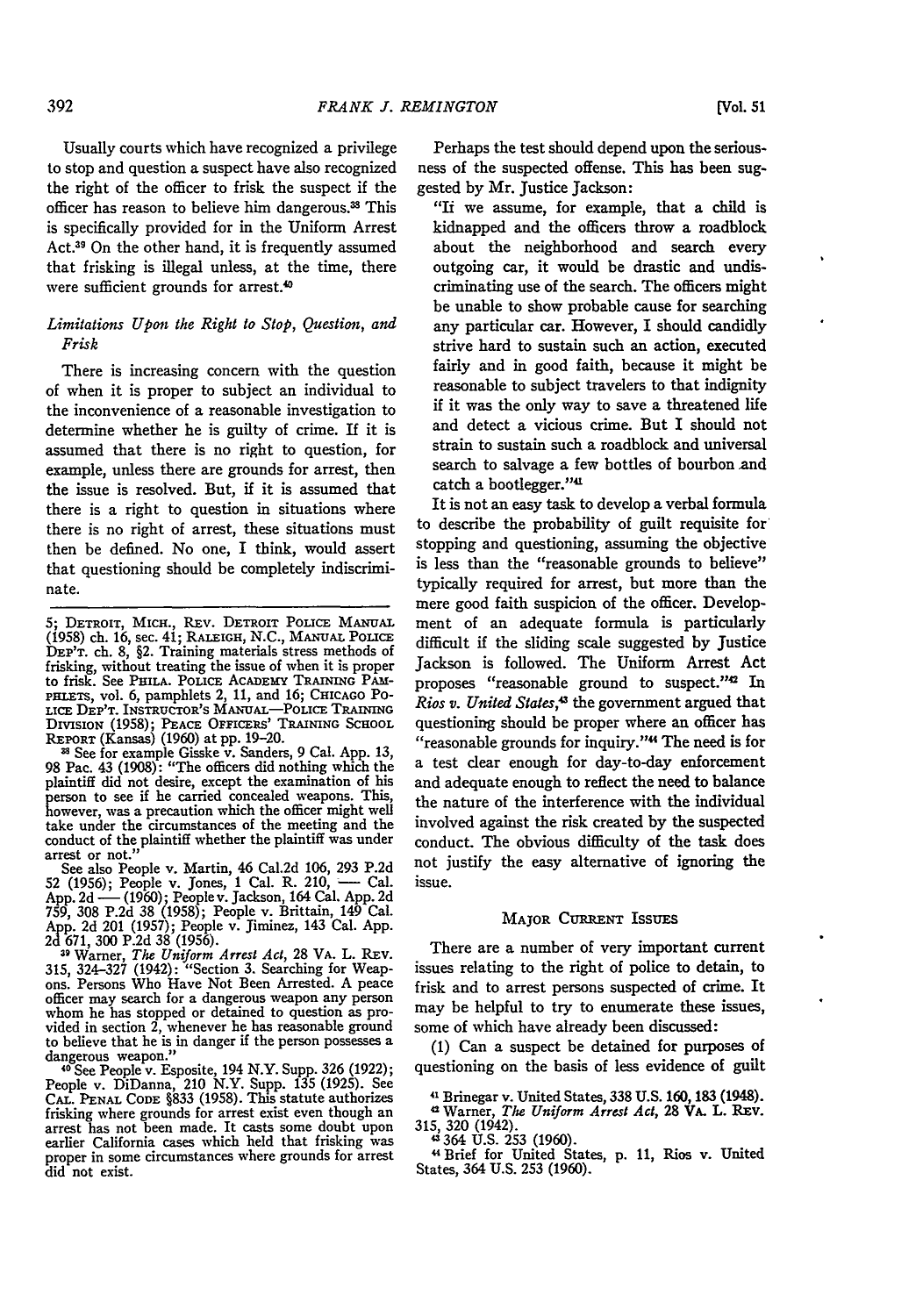Usually courts which have recognized a privilege to stop and question a suspect have also recognized the right of the officer to frisk the suspect if the officer has reason to believe him dangerous.[38] This is specifically provided for in the Uniform Arrest Act.[39] On the other hand, it is frequently assumed that frisking is illegal unless, at the time, there were sufficient grounds for arrest.[40]

### *Limitations Upon the Right to Stop, Question, and Frisk*

There is increasing concern with the question of when it is proper to subject an individual to the inconvenience of a reasonable investigation to determine whether he is guilty of crime. If it is assumed that there is no right to question, for example, unless there are grounds for arrest, then the issue is resolved. But, if it is assumed that there is a right to question in situations where there is no right of arrest, these situations must then be defined. No one, I think, would assert that questioning should be completely indiscriminate.

Perhaps the test should depend upon the seriousness of the suspected offense. This has been suggested by Mr. Justice Jackson:

"If we assume, for example, that a child is kidnapped and the officers throw a roadblock about the neighborhood and search every outgoing car, it would be drastic and undiscriminating use of the search. The officers might be unable to show probable cause for searching any particular car. However, I should candidly strive hard to sustain such an action, executed fairly and in good faith, because it might be reasonable to subject travelers to that indignity if it was the only way to save a threatened life and detect a vicious crime. But I should not strain to sustain such a roadblock and universal search to salvage a few bottles of bourbon and catch a bootlegger."[41]

It is not an easy task to develop a verbal formula to describe the probability of guilt requisite for stopping and questioning, assuming the objective is less than the "reasonable grounds to believe" typically required for arrest, but more than the mere good faith suspicion of the officer. Development of an adequate formula is particularly difficult if the sliding scale suggested by Justice Jackson is followed. The Uniform Arrest Act proposes "reasonable ground to suspect."[42] In *Rios v. United States*,[43] the government argued that questioning should be proper where an officer has "reasonable grounds for inquiry."[44] The need is for a test clear enough for day-to-day enforcement and adequate enough to reflect the need to balance the nature of the interference with the individual involved against the risk created by the suspected conduct. The obvious difficulty of the task does not justify the easy alternative of ignoring the issue.

## Major Current Issues

There are a number of very important current issues relating to the right of police to detain, to frisk and to arrest persons suspected of crime. It may be helpful to try to enumerate these issues, some of which have already been discussed:

(1) Can a suspect be detained for purposes of questioning on the basis of less evidence of guilt

---

5; Detroit, Mich., Rev. Detroit Police Manual (1958) ch. 16, sec. 41; Raleigh, N.C., Manual Police Dep't. ch. 8, §2. Training materials stress methods of frisking, without treating the issue of when it is proper to frisk. See Phila. Police Academy Training Pamphlets, vol. 6, pamphlets 2, 11, and 16; Chicago Police Dep't. Instructor's Manual—Police Training Division (1958); Peace Officers' Training School Report (Kansas) (1960) at pp. 19–20.

[38] See for example Gisske v. Sanders, 9 Cal. App. 13, 98 Pac. 43 (1908): "The officers did nothing which the plaintiff did not desire, except the examination of his person to see if he carried concealed weapons. This, however, was a precaution which the officer might well take under the circumstances of the meeting and the conduct of the plaintiff whether the plaintiff was under arrest or not."

See also People v. Martin, 46 Cal.2d 106, 293 P.2d 52 (1956); People v. Jones, 1 Cal. R. 210, — Cal. App. 2d — (1960); People v. Jackson, 164 Cal. App. 2d 759, 308 P.2d 38 (1958); People v. Brittain, 149 Cal. App. 2d 201 (1957); People v. Jiminez, 143 Cal. App. 2d 671, 300 P.2d 38 (1956).

[39] Warner, *The Uniform Arrest Act*, 28 Va. L. Rev. 315, 324–327 (1942): "Section 3. Searching for Weapons. Persons Who Have Not Been Arrested. A peace officer may search for a dangerous weapon any person whom he has stopped or detained to question as provided in section 2, whenever he has reasonable ground to believe that he is in danger if the person possesses a dangerous weapon."

[40] See People v. Esposite, 194 N.Y. Supp. 326 (1922); People v. DiDanna, 210 N.Y. Supp. 135 (1925). See Cal. Penal Code §833 (1958). This statute authorizes frisking where grounds for arrest exist even though an arrest has not been made. It casts some doubt upon earlier California cases which held that frisking was proper in some circumstances where grounds for arrest did not exist.

[41] Brinegar v. United States, 338 U.S. 160, 183 (1948).

[42] Warner, *The Uniform Arrest Act*, 28 Va. L. Rev. 315, 320 (1942).

[43] 364 U.S. 253 (1960).

[44] Brief for United States, p. 11, Rios v. United States, 364 U.S. 253 (1960).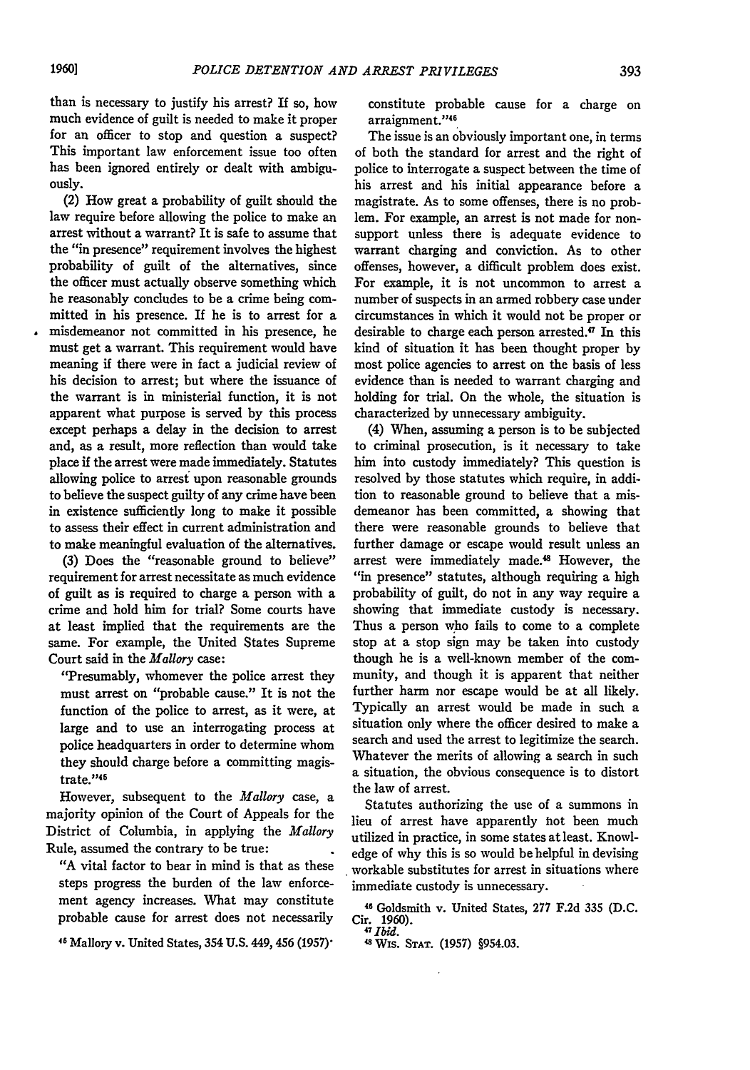than is necessary to justify his arrest? If so, how much evidence of guilt is needed to make it proper for an officer to stop and question a suspect? This important law enforcement issue too often has been ignored entirely or dealt with ambiguously.

(2) How great a probability of guilt should the law require before allowing the police to make an arrest without a warrant? It is safe to assume that the "in presence" requirement involves the highest probability of guilt of the alternatives, since the officer must actually observe something which he reasonably concludes to be a crime being committed in his presence. If he is to arrest for a misdemeanor not committed in his presence, he must get a warrant. This requirement would have meaning if there were in fact a judicial review of his decision to arrest; but where the issuance of the warrant is in ministerial function, it is not apparent what purpose is served by this process except perhaps a delay in the decision to arrest and, as a result, more reflection than would take place if the arrest were made immediately. Statutes allowing police to arrest upon reasonable grounds to believe the suspect guilty of any crime have been in existence sufficiently long to make it possible to assess their effect in current administration and to make meaningful evaluation of the alternatives.

(3) Does the "reasonable ground to believe" requirement for arrest necessitate as much evidence of guilt as is required to charge a person with a crime and hold him for trial? Some courts have at least implied that the requirements are the same. For example, the United States Supreme Court said in the *Mallory* case:

> "Presumably, whomever the police arrest they must arrest on "probable cause." It is not the function of the police to arrest, as it were, at large and to use an interrogating process at police headquarters in order to determine whom they should charge before a committing magistrate."[45]

However, subsequent to the *Mallory* case, a majority opinion of the Court of Appeals for the District of Columbia, in applying the *Mallory* Rule, assumed the contrary to be true:

> "A vital factor to bear in mind is that as these steps progress the burden of the law enforcement agency increases. What may constitute probable cause for arrest does not necessarily constitute probable cause for a charge on arraignment."[46]

The issue is an obviously important one, in terms of both the standard for arrest and the right of police to interrogate a suspect between the time of his arrest and his initial appearance before a magistrate. As to some offenses, there is no problem. For example, an arrest is not made for non-support unless there is adequate evidence to warrant charging and conviction. As to other offenses, however, a difficult problem does exist. For example, it is not uncommon to arrest a number of suspects in an armed robbery case under circumstances in which it would not be proper or desirable to charge each person arrested.[47] In this kind of situation it has been thought proper by most police agencies to arrest on the basis of less evidence than is needed to warrant charging and holding for trial. On the whole, the situation is characterized by unnecessary ambiguity.

(4) When, assuming a person is to be subjected to criminal prosecution, is it necessary to take him into custody immediately? This question is resolved by those statutes which require, in addition to reasonable ground to believe that a misdemeanor has been committed, a showing that there were reasonable grounds to believe that further damage or escape would result unless an arrest were immediately made.[48] However, the "in presence" statutes, although requiring a high probability of guilt, do not in any way require a showing that immediate custody is necessary. Thus a person who fails to come to a complete stop at a stop sign may be taken into custody though he is a well-known member of the community, and though it is apparent that neither further harm nor escape would be at all likely. Typically an arrest would be made in such a situation only where the officer desired to make a search and used the arrest to legitimize the search. Whatever the merits of allowing a search in such a situation, the obvious consequence is to distort the law of arrest.

Statutes authorizing the use of a summons in lieu of arrest have apparently not been much utilized in practice, in some states at least. Knowledge of why this is so would be helpful in devising workable substitutes for arrest in situations where immediate custody is unnecessary.

---

[45] Mallory v. United States, 354 U.S. 449, 456 (1957).

[46] Goldsmith v. United States, 277 F.2d 335 (D.C. Cir. 1960).

[47] *Ibid.*

[48] Wis. Stat. (1957) §954.03.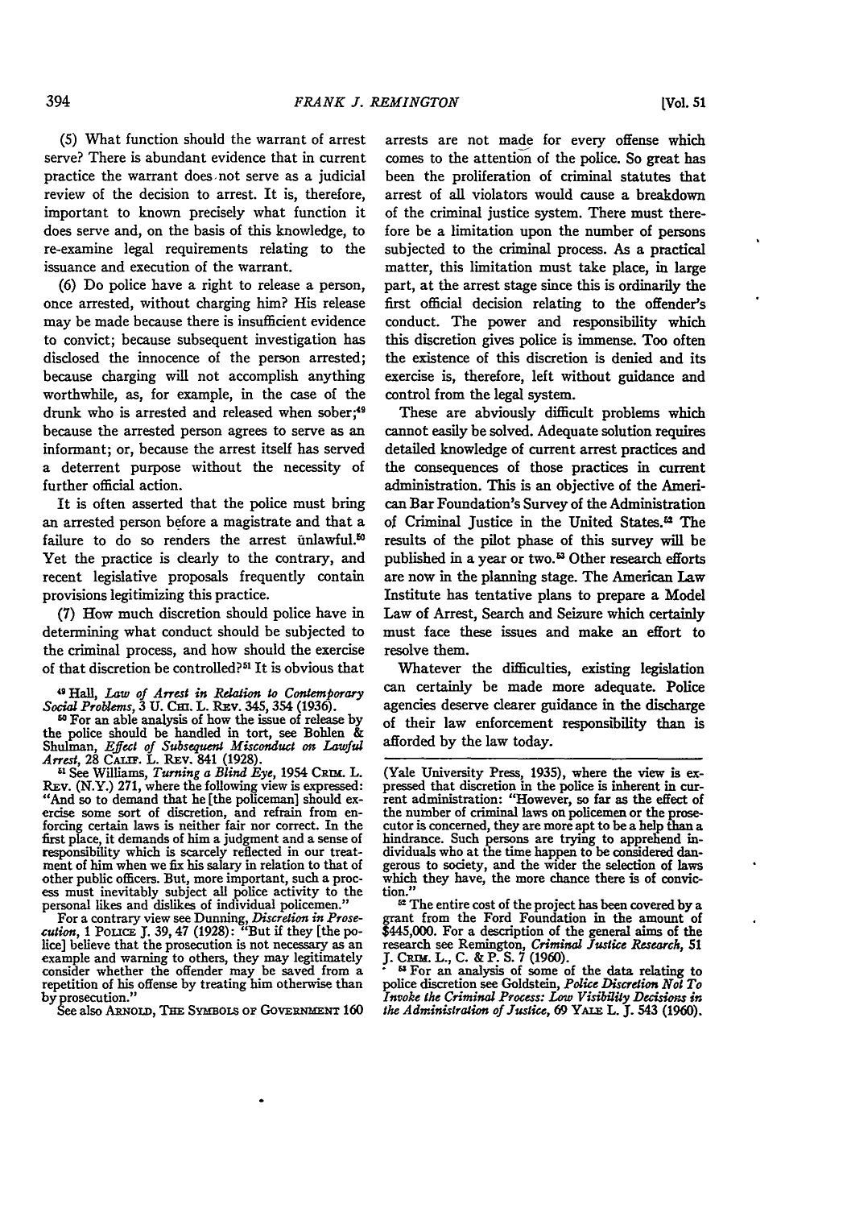(5) What function should the warrant of arrest serve? There is abundant evidence that in current practice the warrant does not serve as a judicial review of the decision to arrest. It is, therefore, important to known precisely what function it does serve and, on the basis of this knowledge, to re-examine legal requirements relating to the issuance and execution of the warrant.

(6) Do police have a right to release a person, once arrested, without charging him? His release may be made because there is insufficient evidence to convict; because subsequent investigation has disclosed the innocence of the person arrested; because charging will not accomplish anything worthwhile, as, for example, in the case of the drunk who is arrested and released when sober;[49] because the arrested person agrees to serve as an informant; or, because the arrest itself has served a deterrent purpose without the necessity of further official action.

It is often asserted that the police must bring an arrested person before a magistrate and that a failure to do so renders the arrest unlawful.[50] Yet the practice is clearly to the contrary, and recent legislative proposals frequently contain provisions legitimizing this practice.

(7) How much discretion should police have in determining what conduct should be subjected to the criminal process, and how should the exercise of that discretion be controlled?[51] It is obvious that arrests are not made for every offense which comes to the attention of the police. So great has been the proliferation of criminal statutes that arrest of all violators would cause a breakdown of the criminal justice system. There must therefore be a limitation upon the number of persons subjected to the criminal process. As a practical matter, this limitation must take place, in large part, at the arrest stage since this is ordinarily the first official decision relating to the offender's conduct. The power and responsibility which this discretion gives police is immense. Too often the existence of this discretion is denied and its exercise is, therefore, left without guidance and control from the legal system.

These are abviously difficult problems which cannot easily be solved. Adequate solution requires detailed knowledge of current arrest practices and the consequences of those practices in current administration. This is an objective of the American Bar Foundation's Survey of the Administration of Criminal Justice in the United States.[52] The results of the pilot phase of this survey will be published in a year or two.[53] Other research efforts are now in the planning stage. The American Law Institute has tentative plans to prepare a Model Law of Arrest, Search and Seizure which certainly must face these issues and make an effort to resolve them.

Whatever the difficulties, existing legislation can certainly be made more adequate. Police agencies deserve clearer guidance in the discharge of their law enforcement responsibility than is afforded by the law today.

---

[49] Hall, *Law of Arrest in Relation to Contemporary Social Problems*, 3 U. CHI. L. REV. 345, 354 (1936).

[50] For an able analysis of how the issue of release by the police should be handled in tort, see Bohlen & Shulman, *Effect of Subsequent Misconduct on Lawful Arrest*, 28 CALIF. L. REV. 841 (1928).

[51] See Williams, *Turning a Blind Eye*, 1954 CRIM. L. REV. (N.Y.) 271, where the following view is expressed: "And so to demand that he [the policeman] should exercise some sort of discretion, and refrain from enforcing certain laws is neither fair nor correct. In the first place, it demands of him a judgment and a sense of responsibility which is scarcely reflected in our treatment of him when we fix his salary in relation to that of other public officers. But, more important, such a process must inevitably subject all police activity to the personal likes and dislikes of individual policemen."

For a contrary view see Dunning, *Discretion in Prosecution*, 1 POLICE J. 39, 47 (1928): "But if they [the police] believe that the prosecution is not necessary as an example and warning to others, they may legitimately consider whether the offender may be saved from a repetition of his offense by treating him otherwise than by prosecution."

See also ARNOLD, THE SYMBOLS OF GOVERNMENT 160 (Yale University Press, 1935), where the view is expressed that discretion in the police is inherent in current administration: "However, so far as the effect of the number of criminal laws on policemen or the prosecutor is concerned, they are more apt to be a help than a hindrance. Such persons are trying to apprehend individuals who at the time happen to be considered dangerous to society, and the wider the selection of laws which they have, the more chance there is of conviction."

[52] The entire cost of the project has been covered by a grant from the Ford Foundation in the amount of $445,000. For a description of the general aims of the research see Remington, *Criminal Justice Research*, 51 J. CRIM. L., C. & P. S. 7 (1960).

[53] For an analysis of some of the data relating to police discretion see Goldstein, *Police Discretion Not To Invoke the Criminal Process: Low Visibility Decisions in the Administration of Justice*, 69 YALE L. J. 543 (1960).